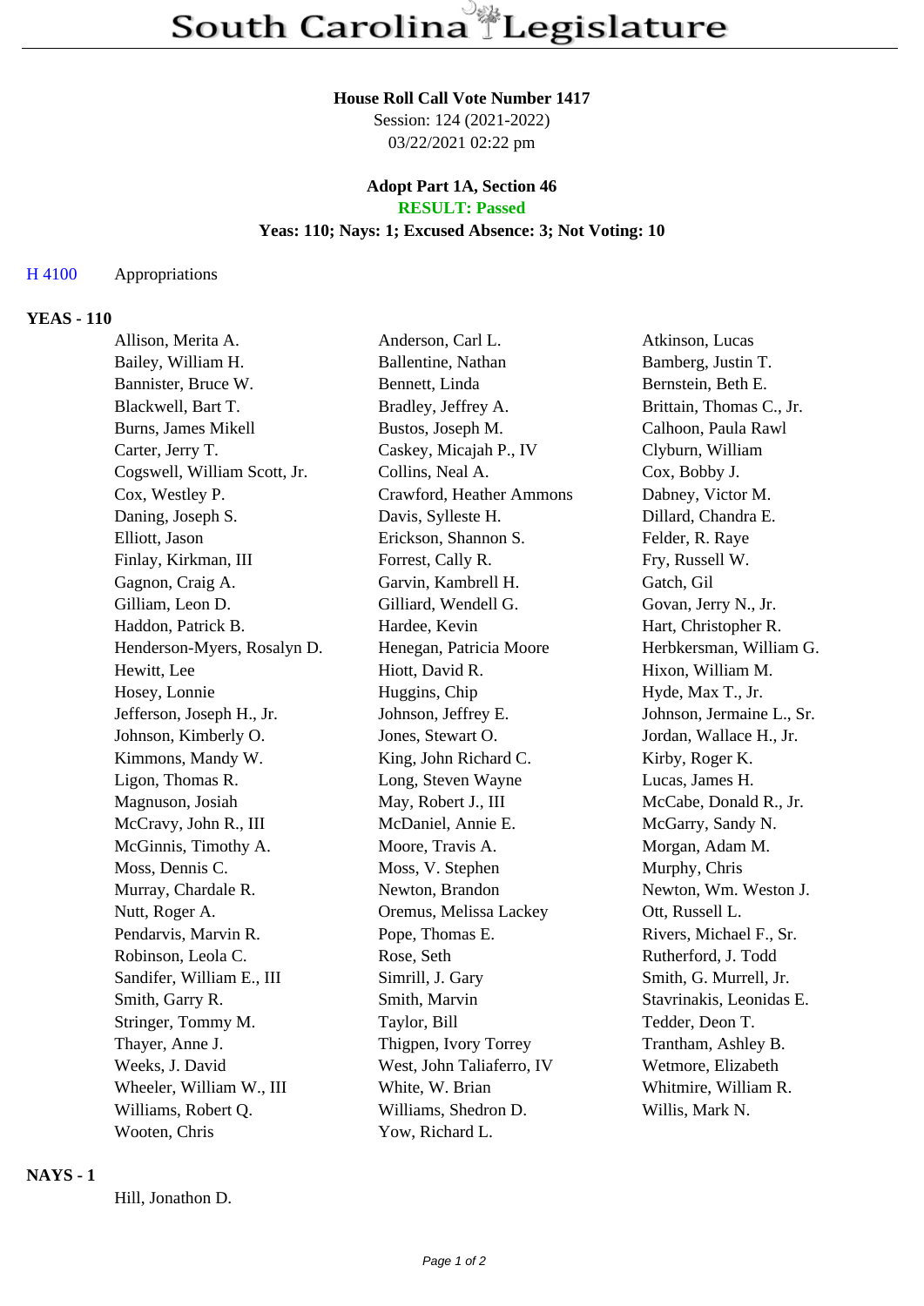# South Carolina Legislature

**House Roll Call Vote Number 1417**
Session: 124 (2021-2022)
03/22/2021 02:22 pm

**Adopt Part 1A, Section 46**
**RESULT: Passed**
**Yeas: 110; Nays: 1; Excused Absence: 3; Not Voting: 10**

H 4100 Appropriations

**YEAS - 110**

| | | |
|---|---|---|
| Allison, Merita A. | Anderson, Carl L. | Atkinson, Lucas |
| Bailey, William H. | Ballentine, Nathan | Bamberg, Justin T. |
| Bannister, Bruce W. | Bennett, Linda | Bernstein, Beth E. |
| Blackwell, Bart T. | Bradley, Jeffrey A. | Brittain, Thomas C., Jr. |
| Burns, James Mikell | Bustos, Joseph M. | Calhoon, Paula Rawl |
| Carter, Jerry T. | Caskey, Micajah P., IV | Clyburn, William |
| Cogswell, William Scott, Jr. | Collins, Neal A. | Cox, Bobby J. |
| Cox, Westley P. | Crawford, Heather Ammons | Dabney, Victor M. |
| Daning, Joseph S. | Davis, Sylleste H. | Dillard, Chandra E. |
| Elliott, Jason | Erickson, Shannon S. | Felder, R. Raye |
| Finlay, Kirkman, III | Forrest, Cally R. | Fry, Russell W. |
| Gagnon, Craig A. | Garvin, Kambrell H. | Gatch, Gil |
| Gilliam, Leon D. | Gilliard, Wendell G. | Govan, Jerry N., Jr. |
| Haddon, Patrick B. | Hardee, Kevin | Hart, Christopher R. |
| Henderson-Myers, Rosalyn D. | Henegan, Patricia Moore | Herbkersman, William G. |
| Hewitt, Lee | Hiott, David R. | Hixon, William M. |
| Hosey, Lonnie | Huggins, Chip | Hyde, Max T., Jr. |
| Jefferson, Joseph H., Jr. | Johnson, Jeffrey E. | Johnson, Jermaine L., Sr. |
| Johnson, Kimberly O. | Jones, Stewart O. | Jordan, Wallace H., Jr. |
| Kimmons, Mandy W. | King, John Richard C. | Kirby, Roger K. |
| Ligon, Thomas R. | Long, Steven Wayne | Lucas, James H. |
| Magnuson, Josiah | May, Robert J., III | McCabe, Donald R., Jr. |
| McCravy, John R., III | McDaniel, Annie E. | McGarry, Sandy N. |
| McGinnis, Timothy A. | Moore, Travis A. | Morgan, Adam M. |
| Moss, Dennis C. | Moss, V. Stephen | Murphy, Chris |
| Murray, Chardale R. | Newton, Brandon | Newton, Wm. Weston J. |
| Nutt, Roger A. | Oremus, Melissa Lackey | Ott, Russell L. |
| Pendarvis, Marvin R. | Pope, Thomas E. | Rivers, Michael F., Sr. |
| Robinson, Leola C. | Rose, Seth | Rutherford, J. Todd |
| Sandifer, William E., III | Simrill, J. Gary | Smith, G. Murrell, Jr. |
| Smith, Garry R. | Smith, Marvin | Stavrinakis, Leonidas E. |
| Stringer, Tommy M. | Taylor, Bill | Tedder, Deon T. |
| Thayer, Anne J. | Thigpen, Ivory Torrey | Trantham, Ashley B. |
| Weeks, J. David | West, John Taliaferro, IV | Wetmore, Elizabeth |
| Wheeler, William W., III | White, W. Brian | Whitmire, William R. |
| Williams, Robert Q. | Williams, Shedron D. | Willis, Mark N. |
| Wooten, Chris | Yow, Richard L. | |

**NAYS - 1**

Hill, Jonathon D.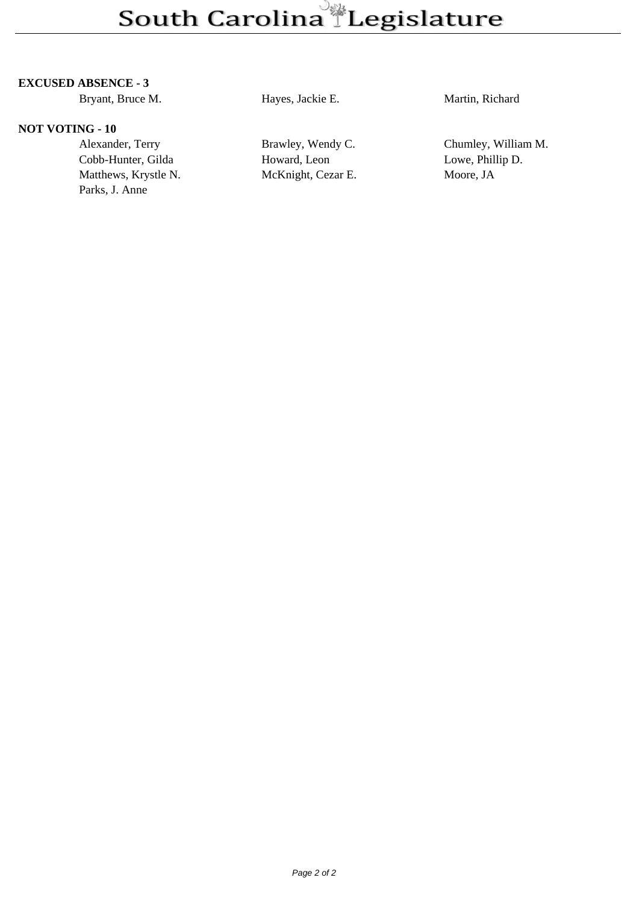**EXCUSED ABSENCE - 3**

| | | |
|---|---|---|
| Bryant, Bruce M. | Hayes, Jackie E. | Martin, Richard |

**NOT VOTING - 10**

| | | |
|---|---|---|
| Alexander, Terry | Brawley, Wendy C. | Chumley, William M. |
| Cobb-Hunter, Gilda | Howard, Leon | Lowe, Phillip D. |
| Matthews, Krystle N. | McKnight, Cezar E. | Moore, JA |
| Parks, J. Anne | | |